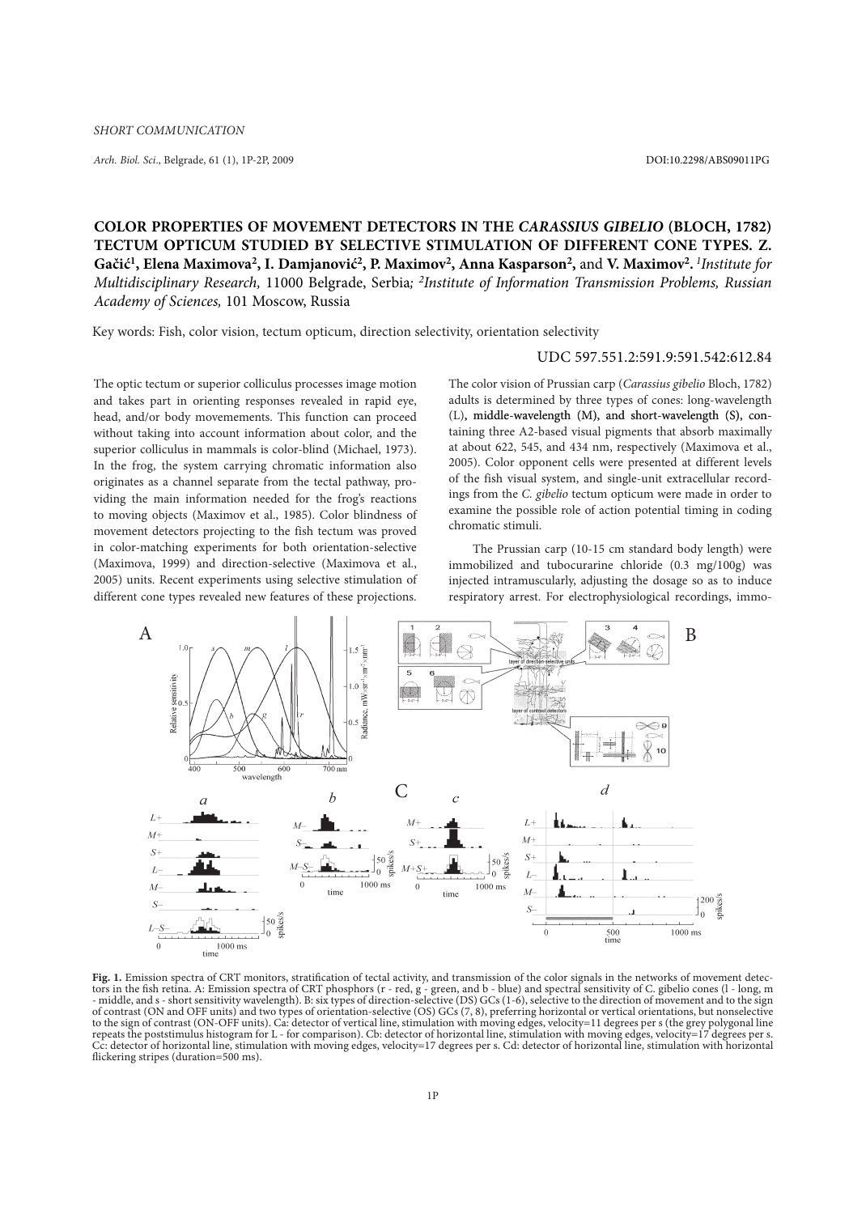SHORT COMMUNICATION

DOI:10.2298/ABS09011PG

# COLOR PROPERTIES OF MOVEMENT DETECTORS IN THE *CARASSIUS GIBELIO* (BLOCH, 1782) TECTUM OPTICUM STUDIED BY SELECTIVE STIMULATION OF DIFFERENT CONE TYPES. Z. Gačić[1], Elena Maximova[2], I. Damjanović[2], P. Maximov[2], Anna Kasparson[2], and V. Maximov[2]. [1]*Institute for Multidisciplinary Research,* 11000 Belgrade, Serbia; [2]*Institute of Information Transmission Problems, Russian Academy of Sciences,* 101 Moscow, Russia

Key words: Fish, color vision, tectum opticum, direction selectivity, orientation selectivity

UDC 597.551.2:591.9:591.542:612.84

The optic tectum or superior colliculus processes image motion and takes part in orienting responses revealed in rapid eye, head, and/or body movemements. This function can proceed without taking into account information about color, and the superior colliculus in mammals is color-blind (Michael, 1973). In the frog, the system carrying chromatic information also originates as a channel separate from the tectal pathway, providing the main information needed for the frog's reactions to moving objects (Maximov et al., 1985). Color blindness of movement detectors projecting to the fish tectum was proved in color-matching experiments for both orientation-selective (Maximova, 1999) and direction-selective (Maximova et al., 2005) units. Recent experiments using selective stimulation of different cone types revealed new features of these projections.

The color vision of Prussian carp (*Carassius gibelio* Bloch, 1782) adults is determined by three types of cones: long-wavelength (L), middle-wavelength (M), and short-wavelength (S), containing three A2-based visual pigments that absorb maximally at about 622, 545, and 434 nm, respectively (Maximova et al., 2005). Color opponent cells were presented at different levels of the fish visual system, and single-unit extracellular recordings from the *C. gibelio* tectum opticum were made in order to examine the possible role of action potential timing in coding chromatic stimuli.

The Prussian carp (10-15 cm standard body length) were immobilized and tubocurarine chloride (0.3 mg/100g) was injected intramuscularly, adjusting the dosage so as to induce respiratory arrest. For electrophysiological recordings, immo-

**Fig. 1.** Emission spectra of CRT monitors, stratification of tectal activity, and transmission of the color signals in the networks of movement detectors in the fish retina. A: Emission spectra of CRT phosphors (r - red, g - green, and b - blue) and spectral sensitivity of C. gibelio cones (l - long, m - middle, and s - short sensitivity wavelength). B: six types of direction-selective (DS) GCs (1-6), selective to the direction of movement and to the sign of contrast (ON and OFF units) and two types of orientation-selective (OS) GCs (7, 8), preferring horizontal or vertical orientations, but nonselective to the sign of contrast (ON-OFF units). Ca: detector of vertical line, stimulation with moving edges, velocity=11 degrees per s (the grey polygonal line repeats the poststimulus histogram for L - for comparison). Cb: detector of horizontal line, stimulation with moving edges, velocity=17 degrees per s. Cc: detector of horizontal line, stimulation with moving edges, velocity=17 degrees per s. Cd: detector of horizontal line, stimulation with horizontal flickering stripes (duration=500 ms).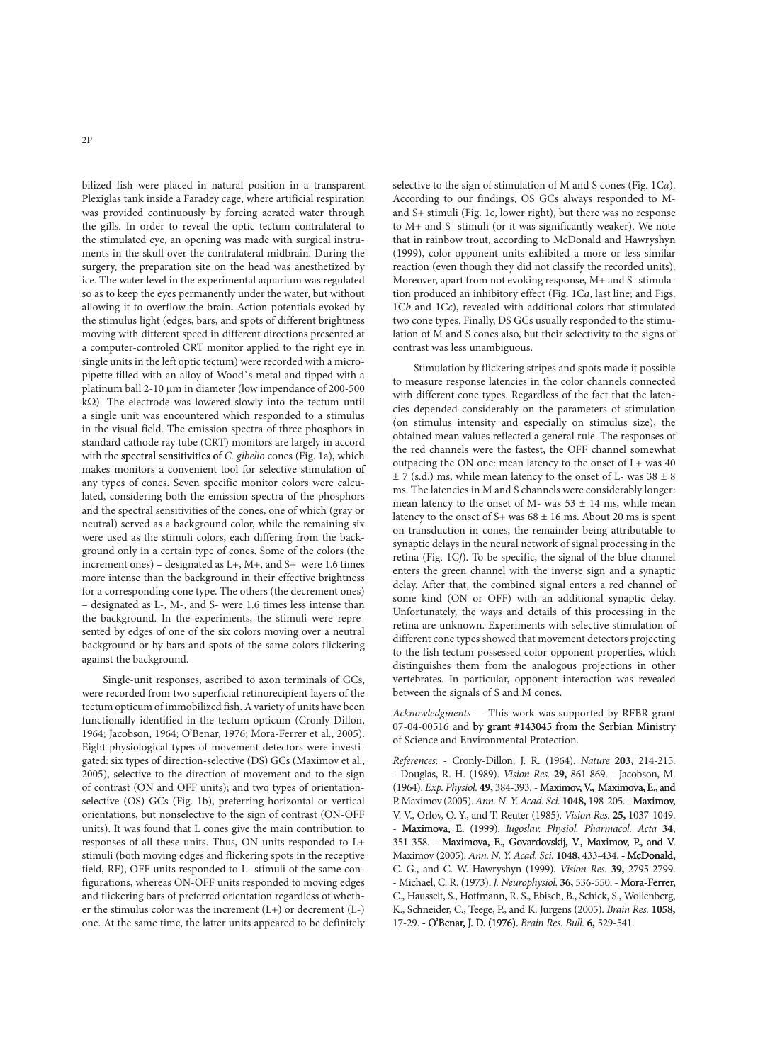bilized fish were placed in natural position in a transparent Plexiglas tank inside a Faradey cage, where artificial respiration was provided continuously by forcing aerated water through the gills. In order to reveal the optic tectum contralateral to the stimulated eye, an opening was made with surgical instruments in the skull over the contralateral midbrain. During the surgery, the preparation site on the head was anesthetized by ice. The water level in the experimental aquarium was regulated so as to keep the eyes permanently under the water, but without allowing it to overflow the brain. Action potentials evoked by the stimulus light (edges, bars, and spots of different brightness moving with different speed in different directions presented at a computer-controled CRT monitor applied to the right eye in single units in the left optic tectum) were recorded with a micropipette filled with an alloy of Wood`s metal and tipped with a platinum ball 2-10 μm in diameter (low impendance of 200-500 kΩ). The electrode was lowered slowly into the tectum until a single unit was encountered which responded to a stimulus in the visual field. The emission spectra of three phosphors in standard cathode ray tube (CRT) monitors are largely in accord with the spectral sensitivities of *C. gibelio* cones (Fig. 1a), which makes monitors a convenient tool for selective stimulation of any types of cones. Seven specific monitor colors were calculated, considering both the emission spectra of the phosphors and the spectral sensitivities of the cones, one of which (gray or neutral) served as a background color, while the remaining six were used as the stimuli colors, each differing from the background only in a certain type of cone. Some of the colors (the increment ones) – designated as L+, M+, and S+ were 1.6 times more intense than the background in their effective brightness for a corresponding cone type. The others (the decrement ones) – designated as L-, M-, and S- were 1.6 times less intense than the background. In the experiments, the stimuli were represented by edges of one of the six colors moving over a neutral background or by bars and spots of the same colors flickering against the background.

Single-unit responses, ascribed to axon terminals of GCs, were recorded from two superficial retinorecipient layers of the tectum opticum of immobilized fish. A variety of units have been functionally identified in the tectum opticum (Cronly-Dillon, 1964; Jacobson, 1964; O'Benar, 1976; Mora-Ferrer et al., 2005). Eight physiological types of movement detectors were investigated: six types of direction-selective (DS) GCs (Maximov et al., 2005), selective to the direction of movement and to the sign of contrast (ON and OFF units); and two types of orientation-selective (OS) GCs (Fig. 1b), preferring horizontal or vertical orientations, but nonselective to the sign of contrast (ON-OFF units). It was found that L cones give the main contribution to responses of all these units. Thus, ON units responded to L+ stimuli (both moving edges and flickering spots in the receptive field, RF), OFF units responded to L- stimuli of the same configurations, whereas ON-OFF units responded to moving edges and flickering bars of preferred orientation regardless of whether the stimulus color was the increment (L+) or decrement (L-) one. At the same time, the latter units appeared to be definitely selective to the sign of stimulation of M and S cones (Fig. 1C*a*). According to our findings, OS GCs always responded to M- and S+ stimuli (Fig. 1c, lower right), but there was no response to M+ and S- stimuli (or it was significantly weaker). We note that in rainbow trout, according to McDonald and Hawryshyn (1999), color-opponent units exhibited a more or less similar reaction (even though they did not classify the recorded units). Moreover, apart from not evoking response, M+ and S- stimulation produced an inhibitory effect (Fig. 1C*a*, last line; and Figs. 1C*b* and 1C*c*), revealed with additional colors that stimulated two cone types. Finally, DS GCs usually responded to the stimulation of M and S cones also, but their selectivity to the signs of contrast was less unambiguous.

Stimulation by flickering stripes and spots made it possible to measure response latencies in the color channels connected with different cone types. Regardless of the fact that the latencies depended considerably on the parameters of stimulation (on stimulus intensity and especially on stimulus size), the obtained mean values reflected a general rule. The responses of the red channels were the fastest, the OFF channel somewhat outpacing the ON one: mean latency to the onset of L+ was 40 ± 7 (s.d.) ms, while mean latency to the onset of L- was 38 ± 8 ms. The latencies in M and S channels were considerably longer: mean latency to the onset of M- was 53 ± 14 ms, while mean latency to the onset of S+ was 68 ± 16 ms. About 20 ms is spent on transduction in cones, the remainder being attributable to synaptic delays in the neural network of signal processing in the retina (Fig. 1C*f*). To be specific, the signal of the blue channel enters the green channel with the inverse sign and a synaptic delay. After that, the combined signal enters a red channel of some kind (ON or OFF) with an additional synaptic delay. Unfortunately, the ways and details of this processing in the retina are unknown. Experiments with selective stimulation of different cone types showed that movement detectors projecting to the fish tectum possessed color-opponent properties, which distinguishes them from the analogous projections in other vertebrates. In particular, opponent interaction was revealed between the signals of S and M cones.

*Acknowledgments* — This work was supported by RFBR grant 07-04-00516 and by grant #143045 from the Serbian Ministry of Science and Environmental Protection.

*References*: - Cronly-Dillon, J. R. (1964). *Nature* **203,** 214-215. - Douglas, R. H. (1989). *Vision Res.* **29,** 861-869. - Jacobson, M. (1964). *Exp. Physiol.* **49,** 384-393. - Maximov, V., Maximova, E., and P. Maximov (2005). *Ann. N. Y. Acad. Sci.* **1048,** 198-205. - Maximov, V. V., Orlov, O. Y., and T. Reuter (1985). *Vision Res.* **25,** 1037-1049. - Maximova, E. (1999). *Iugoslav. Physiol. Pharmacol. Acta* **34,** 351-358. - Maximova, E., Govardovskij, V., Maximov, P., and V. Maximov (2005). *Ann. N. Y. Acad. Sci.* **1048,** 433-434. - McDonald, C. G., and C. W. Hawryshyn (1999). *Vision Res.* **39,** 2795-2799. - Michael, C. R. (1973). *J. Neurophysiol.* **36,** 536-550. - Mora-Ferrer, C., Hausselt, S., Hoffmann, R. S., Ebisch, B., Schick, S., Wollenberg, K., Schneider, C., Teege, P., and K. Jurgens (2005). *Brain Res.* **1058,** 17-29. - O'Benar, J. D. (1976). *Brain Res. Bull.* **6,** 529-541.